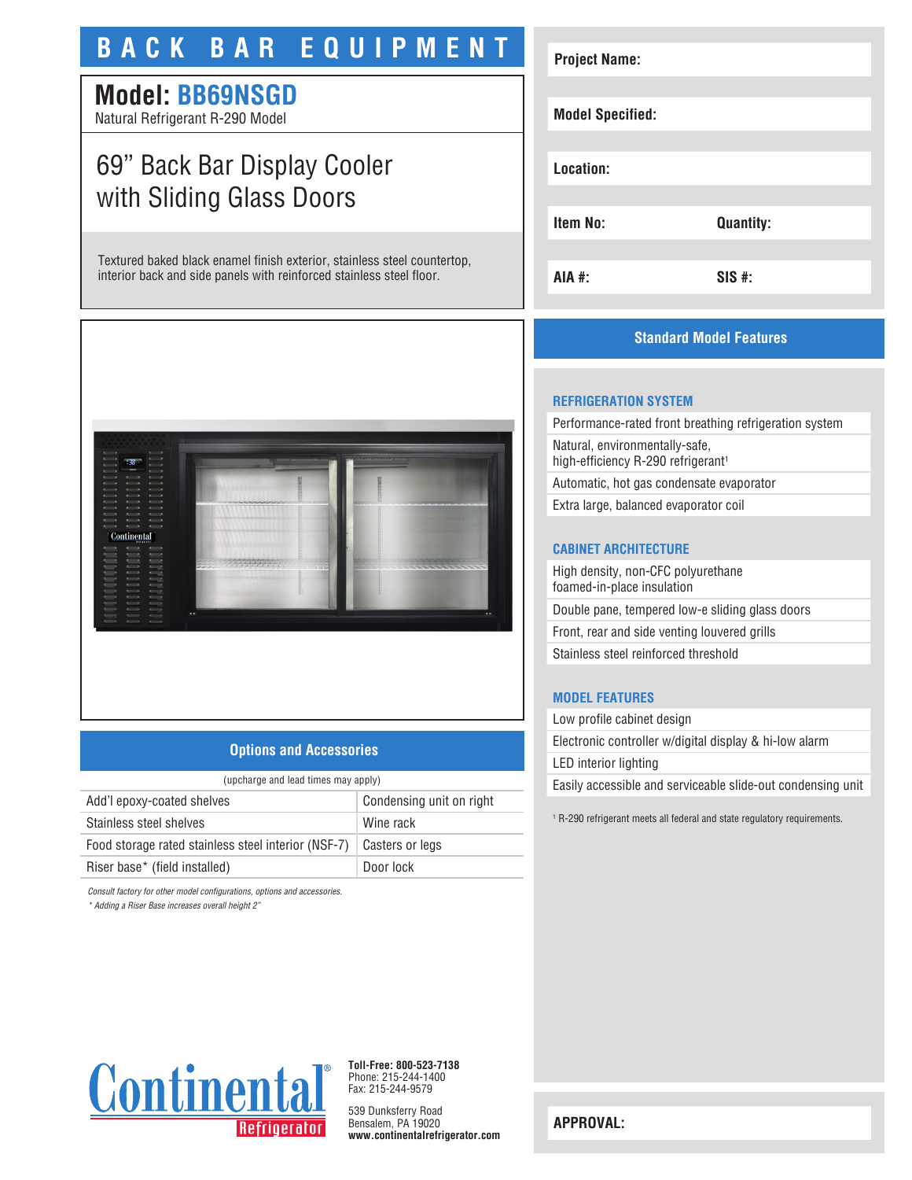# BACK BAR EQUIPMENT

## Model: BB69NSGD

Natural Refrigerant R-290 Model

## 69” Back Bar Display Cooler with Sliding Glass Doors

Textured baked black enamel finish exterior, stainless steel countertop, interior back and side panels with reinforced stainless steel floor.

| | |
|---|---|
| **Project Name:** | |
| **Model Specified:** | |
| **Location:** | |
| **Item No:** | **Quantity:** |
| **AIA #:** | **SIS #:** |

## Standard Model Features

### REFRIGERATION SYSTEM

- Performance-rated front breathing refrigeration system
- Natural, environmentally-safe, high-efficiency R-290 refrigerant[1]
- Automatic, hot gas condensate evaporator
- Extra large, balanced evaporator coil

### CABINET ARCHITECTURE

- High density, non-CFC polyurethane foamed-in-place insulation
- Double pane, tempered low-e sliding glass doors
- Front, rear and side venting louvered grills
- Stainless steel reinforced threshold

### MODEL FEATURES

- Low profile cabinet design
- Electronic controller w/digital display & hi-low alarm
- LED interior lighting
- Easily accessible and serviceable slide-out condensing unit

[1] R-290 refrigerant meets all federal and state regulatory requirements.

## Options and Accessories

(upcharge and lead times may apply)

| | |
|---|---|
| Add’l epoxy-coated shelves | Condensing unit on right |
| Stainless steel shelves | Wine rack |
| Food storage rated stainless steel interior (NSF-7) | Casters or legs |
| Riser base* (field installed) | Door lock |

*Consult factory for other model configurations, options and accessories.*

*\* Adding a Riser Base increases overall height 2”*

**APPROVAL:**

Continental Refrigerator

**Toll-Free: 800-523-7138**
Phone: 215-244-1400
Fax: 215-244-9579

539 Dunksferry Road
Bensalem, PA 19020
**www.continentalrefrigerator.com**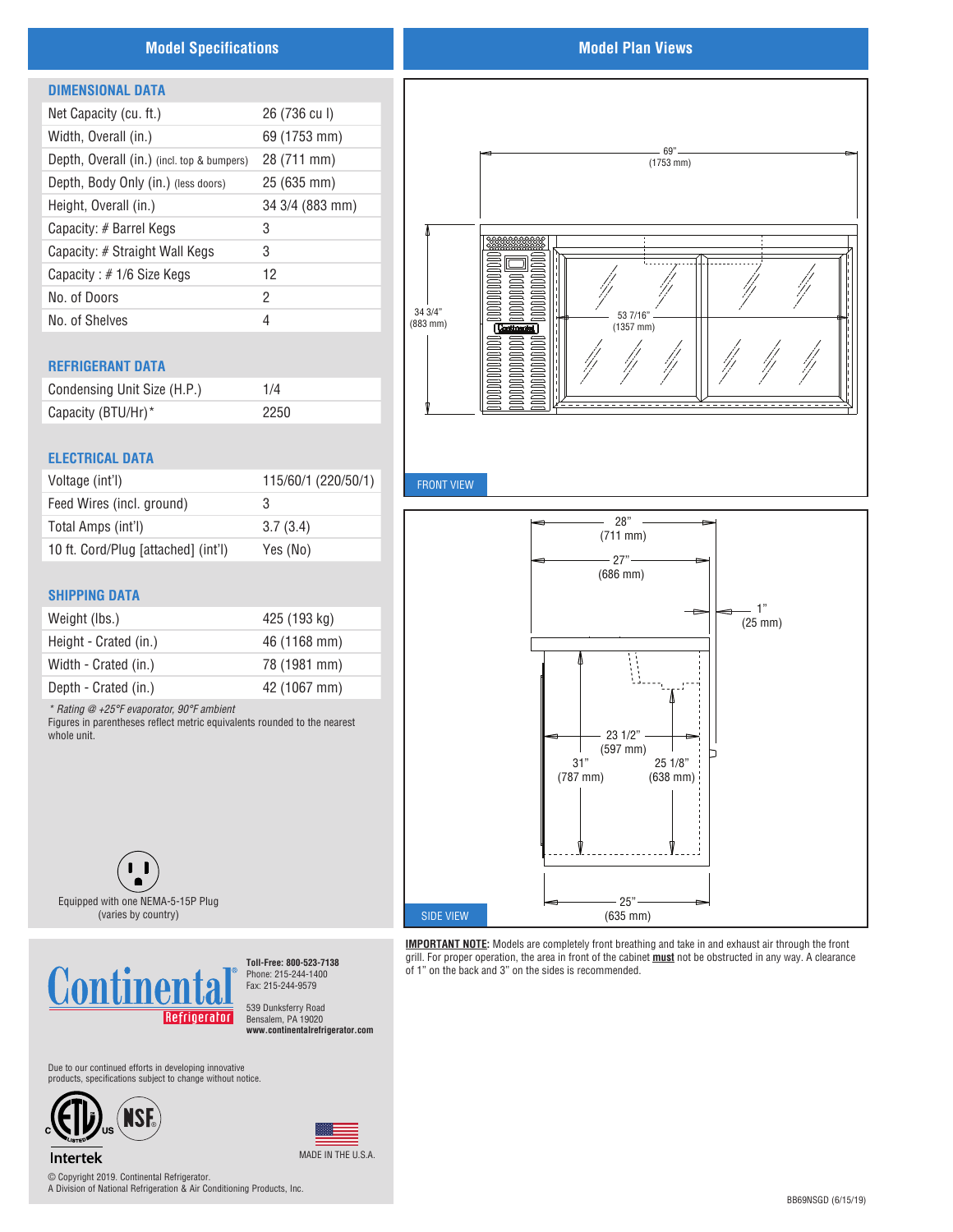## Model Specifications

### DIMENSIONAL DATA

| | |
|---|---|
| Net Capacity (cu. ft.) | 26 (736 cu l) |
| Width, Overall (in.) | 69 (1753 mm) |
| Depth, Overall (in.) (incl. top & bumpers) | 28 (711 mm) |
| Depth, Body Only (in.) (less doors) | 25 (635 mm) |
| Height, Overall (in.) | 34 3/4 (883 mm) |
| Capacity: # Barrel Kegs | 3 |
| Capacity: # Straight Wall Kegs | 3 |
| Capacity : # 1/6 Size Kegs | 12 |
| No. of Doors | 2 |
| No. of Shelves | 4 |

### REFRIGERANT DATA

| | |
|---|---|
| Condensing Unit Size (H.P.) | 1/4 |
| Capacity (BTU/Hr)* | 2250 |

### ELECTRICAL DATA

| | |
|---|---|
| Voltage (int'l) | 115/60/1 (220/50/1) |
| Feed Wires (incl. ground) | 3 |
| Total Amps (int'l) | 3.7 (3.4) |
| 10 ft. Cord/Plug [attached] (int'l) | Yes (No) |

### SHIPPING DATA

| | |
|---|---|
| Weight (lbs.) | 425 (193 kg) |
| Height - Crated (in.) | 46 (1168 mm) |
| Width - Crated (in.) | 78 (1981 mm) |
| Depth - Crated (in.) | 42 (1067 mm) |

*\* Rating @ +25°F evaporator, 90°F ambient*

Figures in parentheses reflect metric equivalents rounded to the nearest whole unit.

Equipped with one NEMA-5-15P Plug (varies by country)

**Continental Refrigerator**

**Toll-Free: 800-523-7138**
Phone: 215-244-1400
Fax: 215-244-9579

539 Dunksferry Road
Bensalem, PA 19020
**www.continentalrefrigerator.com**

Due to our continued efforts in developing innovative products, specifications subject to change without notice.

Intertek

MADE IN THE U.S.A.

© Copyright 2019. Continental Refrigerator.
A Division of National Refrigeration & Air Conditioning Products, Inc.

## Model Plan Views

FRONT VIEW

69" (1753 mm)
34 3/4" (883 mm)
53 7/16" (1357 mm)

SIDE VIEW

28" (711 mm)
27" (686 mm)
1" (25 mm)
23 1/2" (597 mm)
31" (787 mm)
25 1/8" (638 mm)
25" (635 mm)

**IMPORTANT NOTE:** Models are completely front breathing and take in and exhaust air through the front grill. For proper operation, the area in front of the cabinet **must** not be obstructed in any way. A clearance of 1" on the back and 3" on the sides is recommended.

BB69NSGD (6/15/19)